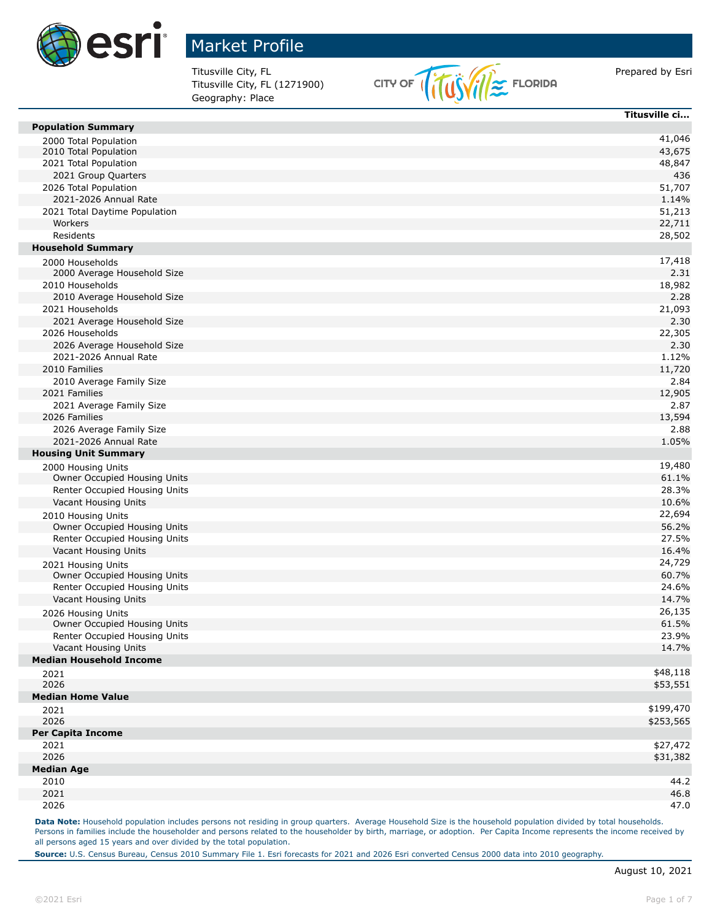# Market Profile

Titusville City, FL
Titusville City, FL (1271900)
Geography: Place

Prepared by Esri

| | Titusville ci... |
|---|---|
| **Population Summary** | |
| 2000 Total Population | 41,046 |
| 2010 Total Population | 43,675 |
| 2021 Total Population | 48,847 |
| 2021 Group Quarters | 436 |
| 2026 Total Population | 51,707 |
| 2021-2026 Annual Rate | 1.14% |
| 2021 Total Daytime Population | 51,213 |
| Workers | 22,711 |
| Residents | 28,502 |
| **Household Summary** | |
| 2000 Households | 17,418 |
| 2000 Average Household Size | 2.31 |
| 2010 Households | 18,982 |
| 2010 Average Household Size | 2.28 |
| 2021 Households | 21,093 |
| 2021 Average Household Size | 2.30 |
| 2026 Households | 22,305 |
| 2026 Average Household Size | 2.30 |
| 2021-2026 Annual Rate | 1.12% |
| 2010 Families | 11,720 |
| 2010 Average Family Size | 2.84 |
| 2021 Families | 12,905 |
| 2021 Average Family Size | 2.87 |
| 2026 Families | 13,594 |
| 2026 Average Family Size | 2.88 |
| 2021-2026 Annual Rate | 1.05% |
| **Housing Unit Summary** | |
| 2000 Housing Units | 19,480 |
| Owner Occupied Housing Units | 61.1% |
| Renter Occupied Housing Units | 28.3% |
| Vacant Housing Units | 10.6% |
| 2010 Housing Units | 22,694 |
| Owner Occupied Housing Units | 56.2% |
| Renter Occupied Housing Units | 27.5% |
| Vacant Housing Units | 16.4% |
| 2021 Housing Units | 24,729 |
| Owner Occupied Housing Units | 60.7% |
| Renter Occupied Housing Units | 24.6% |
| Vacant Housing Units | 14.7% |
| 2026 Housing Units | 26,135 |
| Owner Occupied Housing Units | 61.5% |
| Renter Occupied Housing Units | 23.9% |
| Vacant Housing Units | 14.7% |
| **Median Household Income** | |
| 2021 | $48,118 |
| 2026 | $53,551 |
| **Median Home Value** | |
| 2021 | $199,470 |
| 2026 | $253,565 |
| **Per Capita Income** | |
| 2021 | $27,472 |
| 2026 | $31,382 |
| **Median Age** | |
| 2010 | 44.2 |
| 2021 | 46.8 |
| 2026 | 47.0 |

**Data Note:** Household population includes persons not residing in group quarters. Average Household Size is the household population divided by total households. Persons in families include the householder and persons related to the householder by birth, marriage, or adoption. Per Capita Income represents the income received by all persons aged 15 years and over divided by the total population.

**Source:** U.S. Census Bureau, Census 2010 Summary File 1. Esri forecasts for 2021 and 2026 Esri converted Census 2000 data into 2010 geography.

August 10, 2021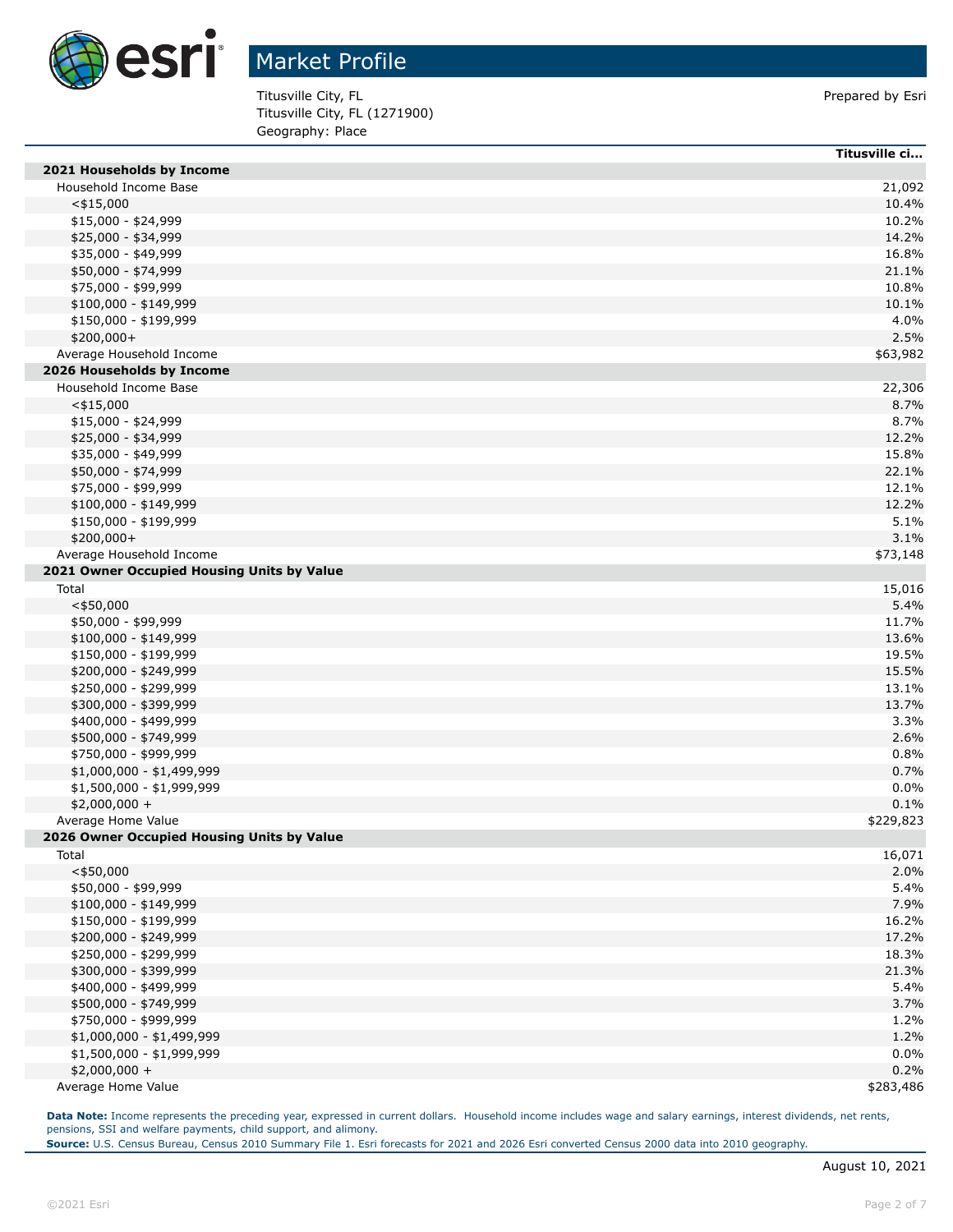# Market Profile

Titusville City, FL
Titusville City, FL (1271900)
Geography: Place

Prepared by Esri

| | Titusville ci... |
|---|---|
| **2021 Households by Income** | |
| Household Income Base | 21,092 |
| <$15,000 | 10.4% |
| $15,000 - $24,999 | 10.2% |
| $25,000 - $34,999 | 14.2% |
| $35,000 - $49,999 | 16.8% |
| $50,000 - $74,999 | 21.1% |
| $75,000 - $99,999 | 10.8% |
| $100,000 - $149,999 | 10.1% |
| $150,000 - $199,999 | 4.0% |
| $200,000+ | 2.5% |
| Average Household Income | $63,982 |
| **2026 Households by Income** | |
| Household Income Base | 22,306 |
| <$15,000 | 8.7% |
| $15,000 - $24,999 | 8.7% |
| $25,000 - $34,999 | 12.2% |
| $35,000 - $49,999 | 15.8% |
| $50,000 - $74,999 | 22.1% |
| $75,000 - $99,999 | 12.1% |
| $100,000 - $149,999 | 12.2% |
| $150,000 - $199,999 | 5.1% |
| $200,000+ | 3.1% |
| Average Household Income | $73,148 |
| **2021 Owner Occupied Housing Units by Value** | |
| Total | 15,016 |
| <$50,000 | 5.4% |
| $50,000 - $99,999 | 11.7% |
| $100,000 - $149,999 | 13.6% |
| $150,000 - $199,999 | 19.5% |
| $200,000 - $249,999 | 15.5% |
| $250,000 - $299,999 | 13.1% |
| $300,000 - $399,999 | 13.7% |
| $400,000 - $499,999 | 3.3% |
| $500,000 - $749,999 | 2.6% |
| $750,000 - $999,999 | 0.8% |
| $1,000,000 - $1,499,999 | 0.7% |
| $1,500,000 - $1,999,999 | 0.0% |
| $2,000,000 + | 0.1% |
| Average Home Value | $229,823 |
| **2026 Owner Occupied Housing Units by Value** | |
| Total | 16,071 |
| <$50,000 | 2.0% |
| $50,000 - $99,999 | 5.4% |
| $100,000 - $149,999 | 7.9% |
| $150,000 - $199,999 | 16.2% |
| $200,000 - $249,999 | 17.2% |
| $250,000 - $299,999 | 18.3% |
| $300,000 - $399,999 | 21.3% |
| $400,000 - $499,999 | 5.4% |
| $500,000 - $749,999 | 3.7% |
| $750,000 - $999,999 | 1.2% |
| $1,000,000 - $1,499,999 | 1.2% |
| $1,500,000 - $1,999,999 | 0.0% |
| $2,000,000 + | 0.2% |
| Average Home Value | $283,486 |

**Data Note:** Income represents the preceding year, expressed in current dollars. Household income includes wage and salary earnings, interest dividends, net rents, pensions, SSI and welfare payments, child support, and alimony.
**Source:** U.S. Census Bureau, Census 2010 Summary File 1. Esri forecasts for 2021 and 2026 Esri converted Census 2000 data into 2010 geography.

August 10, 2021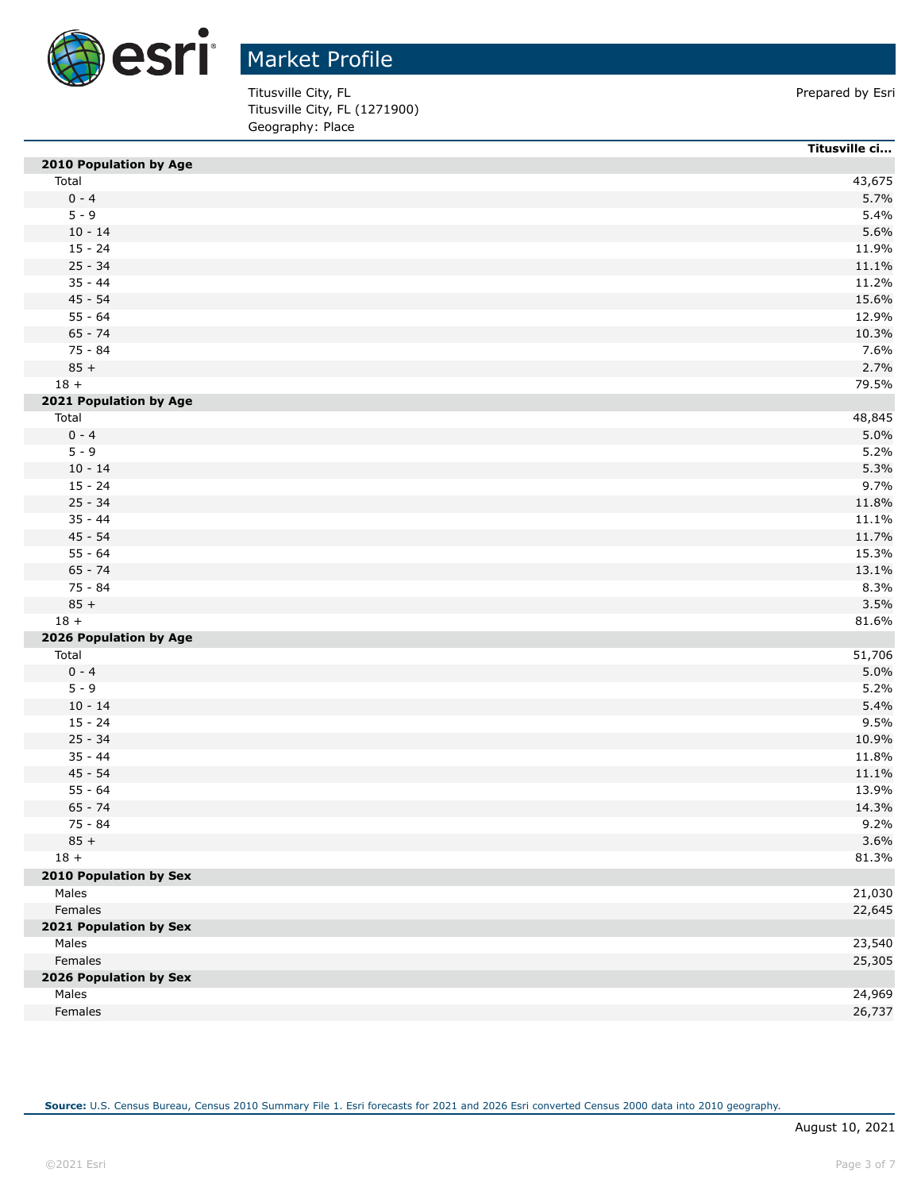# Market Profile

Titusville City, FL
Titusville City, FL (1271900)
Geography: Place

Prepared by Esri

| | Titusville ci... |
|---|---|
| **2010 Population by Age** | |
| Total | 43,675 |
| 0 - 4 | 5.7% |
| 5 - 9 | 5.4% |
| 10 - 14 | 5.6% |
| 15 - 24 | 11.9% |
| 25 - 34 | 11.1% |
| 35 - 44 | 11.2% |
| 45 - 54 | 15.6% |
| 55 - 64 | 12.9% |
| 65 - 74 | 10.3% |
| 75 - 84 | 7.6% |
| 85 + | 2.7% |
| 18 + | 79.5% |
| **2021 Population by Age** | |
| Total | 48,845 |
| 0 - 4 | 5.0% |
| 5 - 9 | 5.2% |
| 10 - 14 | 5.3% |
| 15 - 24 | 9.7% |
| 25 - 34 | 11.8% |
| 35 - 44 | 11.1% |
| 45 - 54 | 11.7% |
| 55 - 64 | 15.3% |
| 65 - 74 | 13.1% |
| 75 - 84 | 8.3% |
| 85 + | 3.5% |
| 18 + | 81.6% |
| **2026 Population by Age** | |
| Total | 51,706 |
| 0 - 4 | 5.0% |
| 5 - 9 | 5.2% |
| 10 - 14 | 5.4% |
| 15 - 24 | 9.5% |
| 25 - 34 | 10.9% |
| 35 - 44 | 11.8% |
| 45 - 54 | 11.1% |
| 55 - 64 | 13.9% |
| 65 - 74 | 14.3% |
| 75 - 84 | 9.2% |
| 85 + | 3.6% |
| 18 + | 81.3% |
| **2010 Population by Sex** | |
| Males | 21,030 |
| Females | 22,645 |
| **2021 Population by Sex** | |
| Males | 23,540 |
| Females | 25,305 |
| **2026 Population by Sex** | |
| Males | 24,969 |
| Females | 26,737 |

**Source:** U.S. Census Bureau, Census 2010 Summary File 1. Esri forecasts for 2021 and 2026 Esri converted Census 2000 data into 2010 geography.

August 10, 2021

©2021 Esri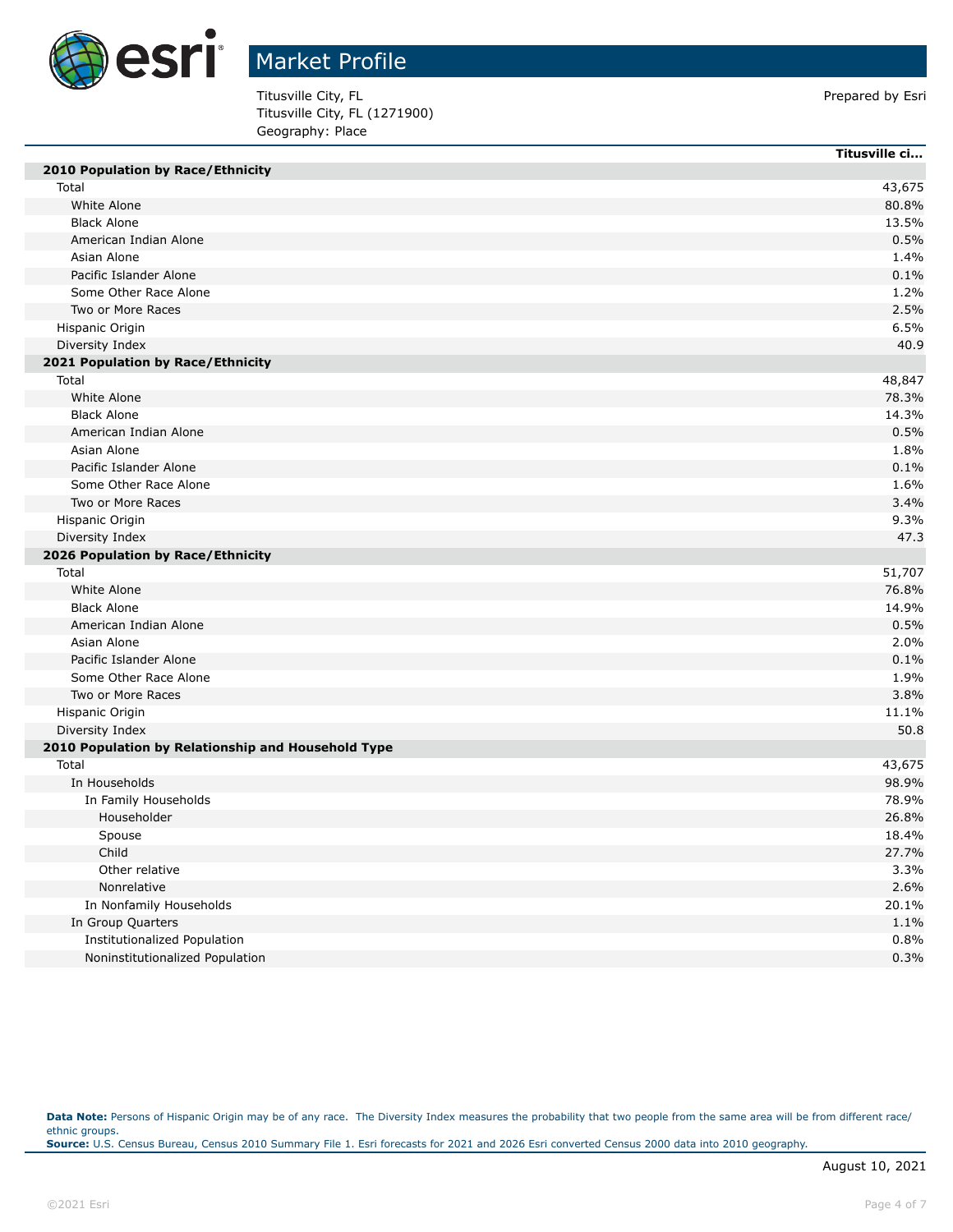# Market Profile

Titusville City, FL
Titusville City, FL (1271900)
Geography: Place

Prepared by Esri

| | Titusville ci... |
|---|---|
| **2010 Population by Race/Ethnicity** | |
| Total | 43,675 |
| White Alone | 80.8% |
| Black Alone | 13.5% |
| American Indian Alone | 0.5% |
| Asian Alone | 1.4% |
| Pacific Islander Alone | 0.1% |
| Some Other Race Alone | 1.2% |
| Two or More Races | 2.5% |
| Hispanic Origin | 6.5% |
| Diversity Index | 40.9 |
| **2021 Population by Race/Ethnicity** | |
| Total | 48,847 |
| White Alone | 78.3% |
| Black Alone | 14.3% |
| American Indian Alone | 0.5% |
| Asian Alone | 1.8% |
| Pacific Islander Alone | 0.1% |
| Some Other Race Alone | 1.6% |
| Two or More Races | 3.4% |
| Hispanic Origin | 9.3% |
| Diversity Index | 47.3 |
| **2026 Population by Race/Ethnicity** | |
| Total | 51,707 |
| White Alone | 76.8% |
| Black Alone | 14.9% |
| American Indian Alone | 0.5% |
| Asian Alone | 2.0% |
| Pacific Islander Alone | 0.1% |
| Some Other Race Alone | 1.9% |
| Two or More Races | 3.8% |
| Hispanic Origin | 11.1% |
| Diversity Index | 50.8 |
| **2010 Population by Relationship and Household Type** | |
| Total | 43,675 |
| In Households | 98.9% |
| In Family Households | 78.9% |
| Householder | 26.8% |
| Spouse | 18.4% |
| Child | 27.7% |
| Other relative | 3.3% |
| Nonrelative | 2.6% |
| In Nonfamily Households | 20.1% |
| In Group Quarters | 1.1% |
| Institutionalized Population | 0.8% |
| Noninstitutionalized Population | 0.3% |

**Data Note:** Persons of Hispanic Origin may be of any race. The Diversity Index measures the probability that two people from the same area will be from different race/ethnic groups.
**Source:** U.S. Census Bureau, Census 2010 Summary File 1. Esri forecasts for 2021 and 2026 Esri converted Census 2000 data into 2010 geography.

August 10, 2021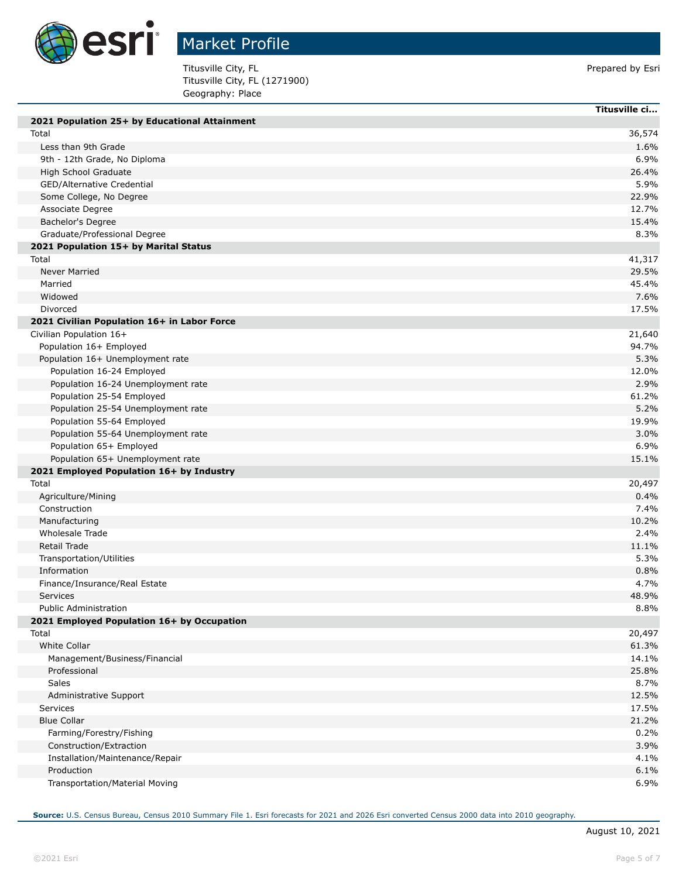# Market Profile

Titusville City, FL
Titusville City, FL (1271900)
Geography: Place

Prepared by Esri

| | Titusville ci... |
|---|---|
| **2021 Population 25+ by Educational Attainment** | |
| Total | 36,574 |
| Less than 9th Grade | 1.6% |
| 9th - 12th Grade, No Diploma | 6.9% |
| High School Graduate | 26.4% |
| GED/Alternative Credential | 5.9% |
| Some College, No Degree | 22.9% |
| Associate Degree | 12.7% |
| Bachelor's Degree | 15.4% |
| Graduate/Professional Degree | 8.3% |
| **2021 Population 15+ by Marital Status** | |
| Total | 41,317 |
| Never Married | 29.5% |
| Married | 45.4% |
| Widowed | 7.6% |
| Divorced | 17.5% |
| **2021 Civilian Population 16+ in Labor Force** | |
| Civilian Population 16+ | 21,640 |
| Population 16+ Employed | 94.7% |
| Population 16+ Unemployment rate | 5.3% |
| Population 16-24 Employed | 12.0% |
| Population 16-24 Unemployment rate | 2.9% |
| Population 25-54 Employed | 61.2% |
| Population 25-54 Unemployment rate | 5.2% |
| Population 55-64 Employed | 19.9% |
| Population 55-64 Unemployment rate | 3.0% |
| Population 65+ Employed | 6.9% |
| Population 65+ Unemployment rate | 15.1% |
| **2021 Employed Population 16+ by Industry** | |
| Total | 20,497 |
| Agriculture/Mining | 0.4% |
| Construction | 7.4% |
| Manufacturing | 10.2% |
| Wholesale Trade | 2.4% |
| Retail Trade | 11.1% |
| Transportation/Utilities | 5.3% |
| Information | 0.8% |
| Finance/Insurance/Real Estate | 4.7% |
| Services | 48.9% |
| Public Administration | 8.8% |
| **2021 Employed Population 16+ by Occupation** | |
| Total | 20,497 |
| White Collar | 61.3% |
| Management/Business/Financial | 14.1% |
| Professional | 25.8% |
| Sales | 8.7% |
| Administrative Support | 12.5% |
| Services | 17.5% |
| Blue Collar | 21.2% |
| Farming/Forestry/Fishing | 0.2% |
| Construction/Extraction | 3.9% |
| Installation/Maintenance/Repair | 4.1% |
| Production | 6.1% |
| Transportation/Material Moving | 6.9% |

**Source:** U.S. Census Bureau, Census 2010 Summary File 1. Esri forecasts for 2021 and 2026 Esri converted Census 2000 data into 2010 geography.

August 10, 2021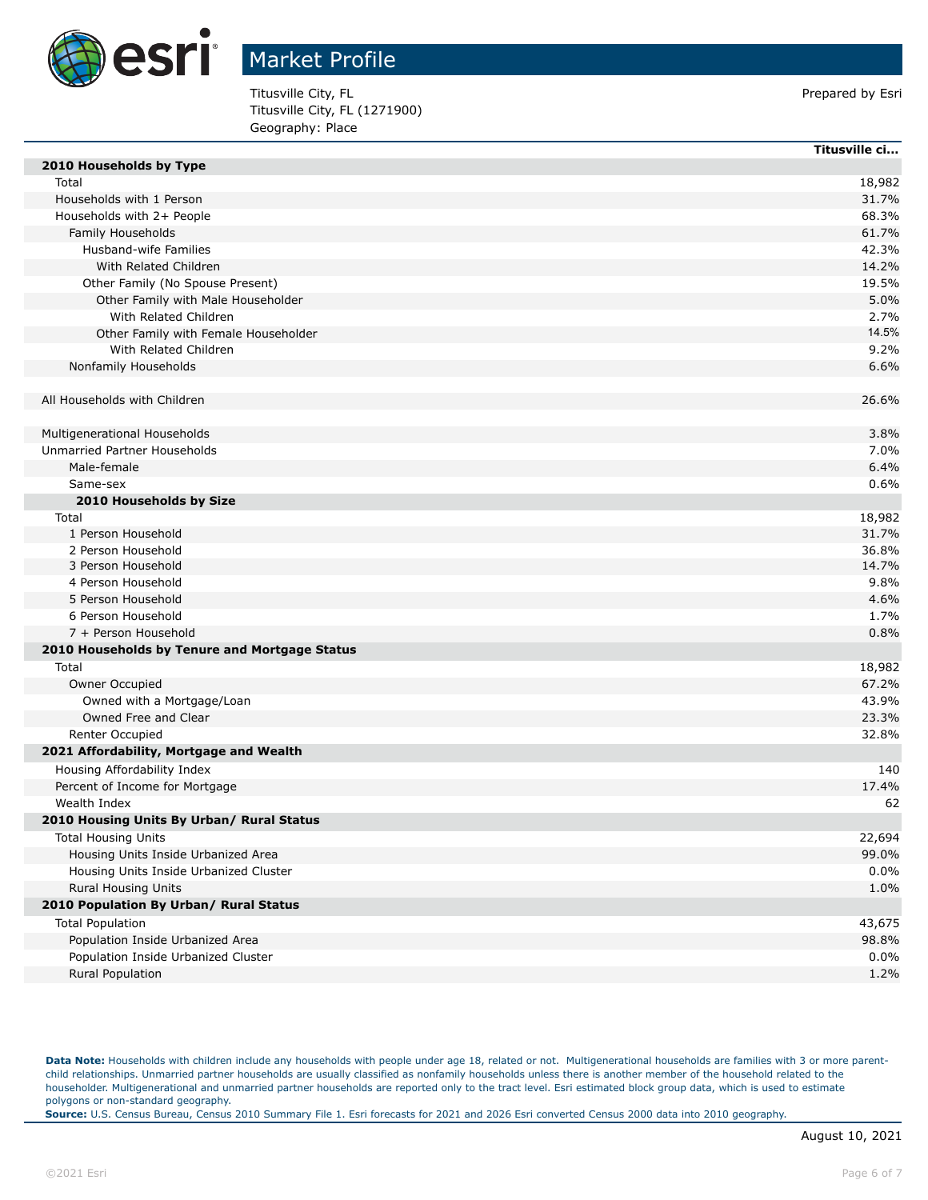# Market Profile

Titusville City, FL
Titusville City, FL (1271900)
Geography: Place

Prepared by Esri

| | Titusville ci... |
|---|---|
| **2010 Households by Type** | |
| Total | 18,982 |
| Households with 1 Person | 31.7% |
| Households with 2+ People | 68.3% |
| Family Households | 61.7% |
| Husband-wife Families | 42.3% |
| With Related Children | 14.2% |
| Other Family (No Spouse Present) | 19.5% |
| Other Family with Male Householder | 5.0% |
| With Related Children | 2.7% |
| Other Family with Female Householder | 14.5% |
| With Related Children | 9.2% |
| Nonfamily Households | 6.6% |
| | |
| All Households with Children | 26.6% |
| | |
| Multigenerational Households | 3.8% |
| Unmarried Partner Households | 7.0% |
| Male-female | 6.4% |
| Same-sex | 0.6% |
| **2010 Households by Size** | |
| Total | 18,982 |
| 1 Person Household | 31.7% |
| 2 Person Household | 36.8% |
| 3 Person Household | 14.7% |
| 4 Person Household | 9.8% |
| 5 Person Household | 4.6% |
| 6 Person Household | 1.7% |
| 7 + Person Household | 0.8% |
| **2010 Households by Tenure and Mortgage Status** | |
| Total | 18,982 |
| Owner Occupied | 67.2% |
| Owned with a Mortgage/Loan | 43.9% |
| Owned Free and Clear | 23.3% |
| Renter Occupied | 32.8% |
| **2021 Affordability, Mortgage and Wealth** | |
| Housing Affordability Index | 140 |
| Percent of Income for Mortgage | 17.4% |
| Wealth Index | 62 |
| **2010 Housing Units By Urban/ Rural Status** | |
| Total Housing Units | 22,694 |
| Housing Units Inside Urbanized Area | 99.0% |
| Housing Units Inside Urbanized Cluster | 0.0% |
| Rural Housing Units | 1.0% |
| **2010 Population By Urban/ Rural Status** | |
| Total Population | 43,675 |
| Population Inside Urbanized Area | 98.8% |
| Population Inside Urbanized Cluster | 0.0% |
| Rural Population | 1.2% |

**Data Note:** Households with children include any households with people under age 18, related or not. Multigenerational households are families with 3 or more parent-child relationships. Unmarried partner households are usually classified as nonfamily households unless there is another member of the household related to the householder. Multigenerational and unmarried partner households are reported only to the tract level. Esri estimated block group data, which is used to estimate polygons or non-standard geography.
**Source:** U.S. Census Bureau, Census 2010 Summary File 1. Esri forecasts for 2021 and 2026 Esri converted Census 2000 data into 2010 geography.

August 10, 2021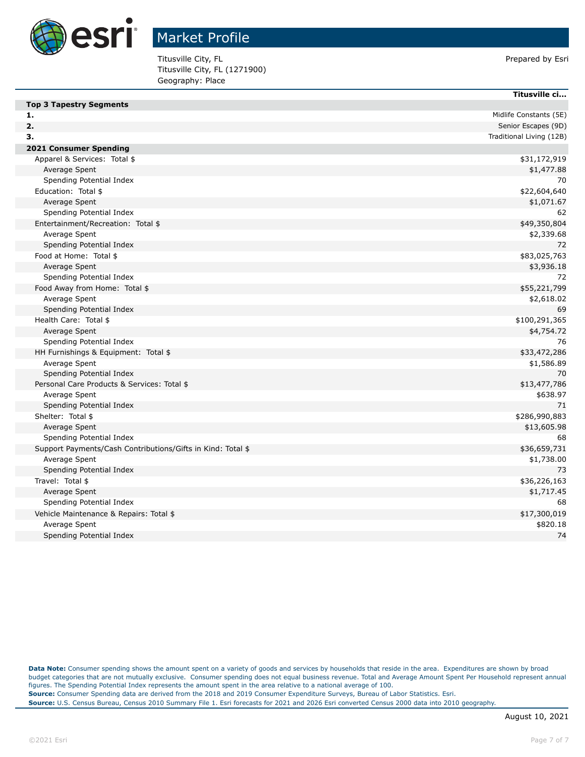# Market Profile

Titusville City, FL
Titusville City, FL (1271900)
Geography: Place

Prepared by Esri

| | Titusville ci... |
|---|---|
| **Top 3 Tapestry Segments** | |
| **1.** | Midlife Constants (5E) |
| **2.** | Senior Escapes (9D) |
| **3.** | Traditional Living (12B) |
| **2021 Consumer Spending** | |
| Apparel & Services: Total $ | $31,172,919 |
| Average Spent | $1,477.88 |
| Spending Potential Index | 70 |
| Education: Total $ | $22,604,640 |
| Average Spent | $1,071.67 |
| Spending Potential Index | 62 |
| Entertainment/Recreation: Total $ | $49,350,804 |
| Average Spent | $2,339.68 |
| Spending Potential Index | 72 |
| Food at Home: Total $ | $83,025,763 |
| Average Spent | $3,936.18 |
| Spending Potential Index | 72 |
| Food Away from Home: Total $ | $55,221,799 |
| Average Spent | $2,618.02 |
| Spending Potential Index | 69 |
| Health Care: Total $ | $100,291,365 |
| Average Spent | $4,754.72 |
| Spending Potential Index | 76 |
| HH Furnishings & Equipment: Total $ | $33,472,286 |
| Average Spent | $1,586.89 |
| Spending Potential Index | 70 |
| Personal Care Products & Services: Total $ | $13,477,786 |
| Average Spent | $638.97 |
| Spending Potential Index | 71 |
| Shelter: Total $ | $286,990,883 |
| Average Spent | $13,605.98 |
| Spending Potential Index | 68 |
| Support Payments/Cash Contributions/Gifts in Kind: Total $ | $36,659,731 |
| Average Spent | $1,738.00 |
| Spending Potential Index | 73 |
| Travel: Total $ | $36,226,163 |
| Average Spent | $1,717.45 |
| Spending Potential Index | 68 |
| Vehicle Maintenance & Repairs: Total $ | $17,300,019 |
| Average Spent | $820.18 |
| Spending Potential Index | 74 |

**Data Note:** Consumer spending shows the amount spent on a variety of goods and services by households that reside in the area. Expenditures are shown by broad budget categories that are not mutually exclusive. Consumer spending does not equal business revenue. Total and Average Amount Spent Per Household represent annual figures. The Spending Potential Index represents the amount spent in the area relative to a national average of 100.
**Source:** Consumer Spending data are derived from the 2018 and 2019 Consumer Expenditure Surveys, Bureau of Labor Statistics. Esri.
**Source:** U.S. Census Bureau, Census 2010 Summary File 1. Esri forecasts for 2021 and 2026 Esri converted Census 2000 data into 2010 geography.

August 10, 2021